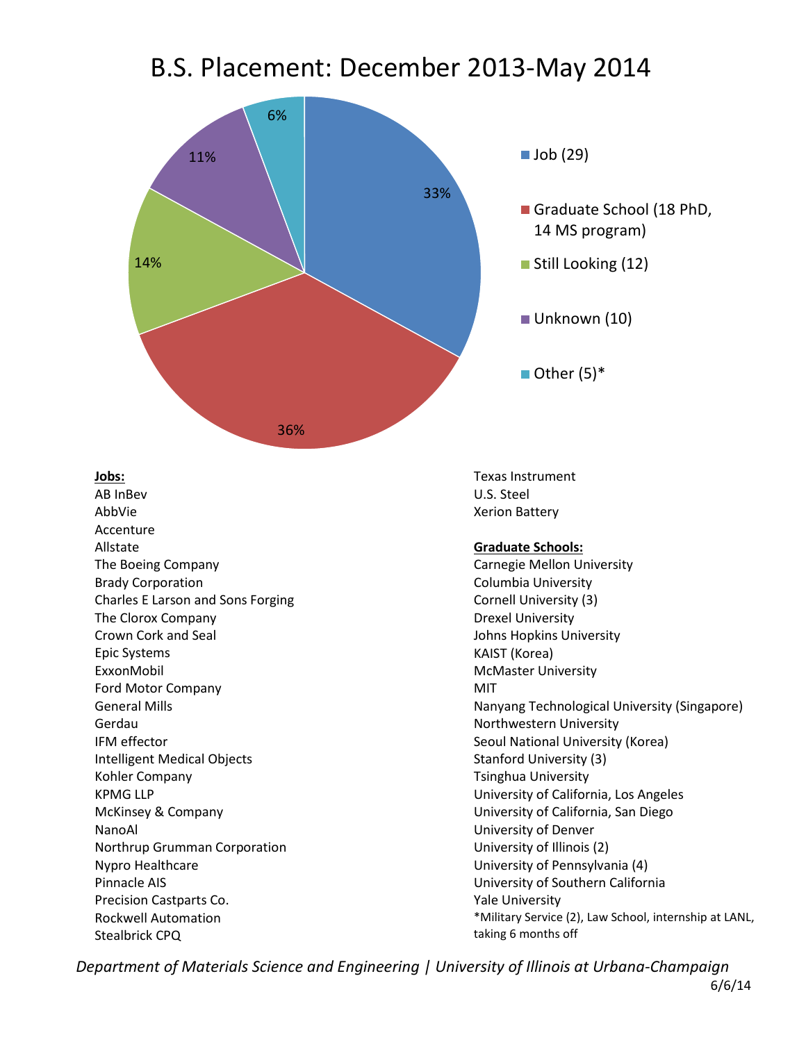# B.S. Placement: December 2013-May 2014

| Category | Count | Percentage |
| --- | --- | --- |
| Job | 29 | 33% |
| Graduate School (18 PhD, 14 MS program) | 32 | 36% |
| Still Looking | 12 | 14% |
| Unknown | 10 | 11% |
| Other* | 5 | 6% |

**Jobs:**

AB InBev
AbbVie
Accenture
Allstate
The Boeing Company
Brady Corporation
Charles E Larson and Sons Forging
The Clorox Company
Crown Cork and Seal
Epic Systems
ExxonMobil
Ford Motor Company
General Mills
Gerdau
IFM effector
Intelligent Medical Objects
Kohler Company
KPMG LLP
McKinsey & Company
NanoAl
Northrup Grumman Corporation
Nypro Healthcare
Pinnacle AIS
Precision Castparts Co.
Rockwell Automation
Stealbrick CPQ
Texas Instrument
U.S. Steel
Xerion Battery

**Graduate Schools:**

Carnegie Mellon University
Columbia University
Cornell University (3)
Drexel University
Johns Hopkins University
KAIST (Korea)
McMaster University
MIT
Nanyang Technological University (Singapore)
Northwestern University
Seoul National University (Korea)
Stanford University (3)
Tsinghua University
University of California, Los Angeles
University of California, San Diego
University of Denver
University of Illinois (2)
University of Pennsylvania (4)
University of Southern California
Yale University

*Military Service (2), Law School, internship at LANL, taking 6 months off

*Department of Materials Science and Engineering | University of Illinois at Urbana-Champaign*

6/6/14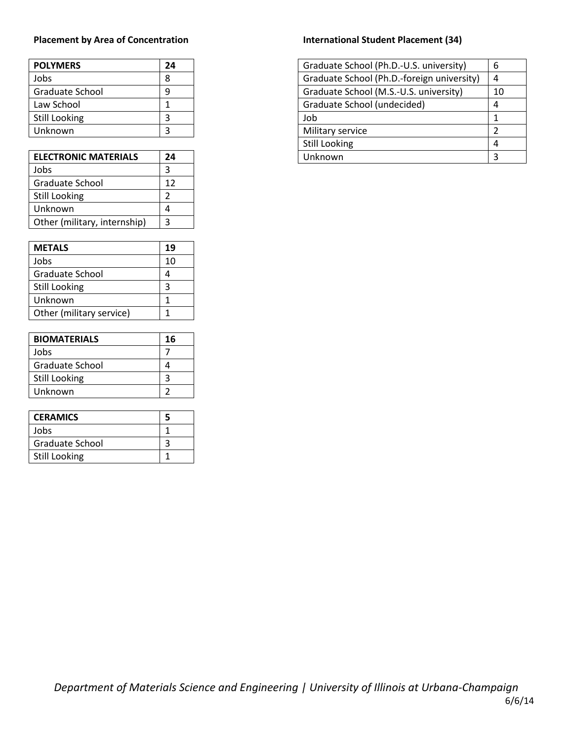**Placement by Area of Concentration**

| POLYMERS | 24 |
|---|---|
| Jobs | 8 |
| Graduate School | 9 |
| Law School | 1 |
| Still Looking | 3 |
| Unknown | 3 |

| ELECTRONIC MATERIALS | 24 |
|---|---|
| Jobs | 3 |
| Graduate School | 12 |
| Still Looking | 2 |
| Unknown | 4 |
| Other (military, internship) | 3 |

| METALS | 19 |
|---|---|
| Jobs | 10 |
| Graduate School | 4 |
| Still Looking | 3 |
| Unknown | 1 |
| Other (military service) | 1 |

| BIOMATERIALS | 16 |
|---|---|
| Jobs | 7 |
| Graduate School | 4 |
| Still Looking | 3 |
| Unknown | 2 |

| CERAMICS | 5 |
|---|---|
| Jobs | 1 |
| Graduate School | 3 |
| Still Looking | 1 |

**International Student Placement (34)**

| | |
|---|---|
| Graduate School (Ph.D.-U.S. university) | 6 |
| Graduate School (Ph.D.-foreign university) | 4 |
| Graduate School (M.S.-U.S. university) | 10 |
| Graduate School (undecided) | 4 |
| Job | 1 |
| Military service | 2 |
| Still Looking | 4 |
| Unknown | 3 |

*Department of Materials Science and Engineering | University of Illinois at Urbana-Champaign*

6/6/14